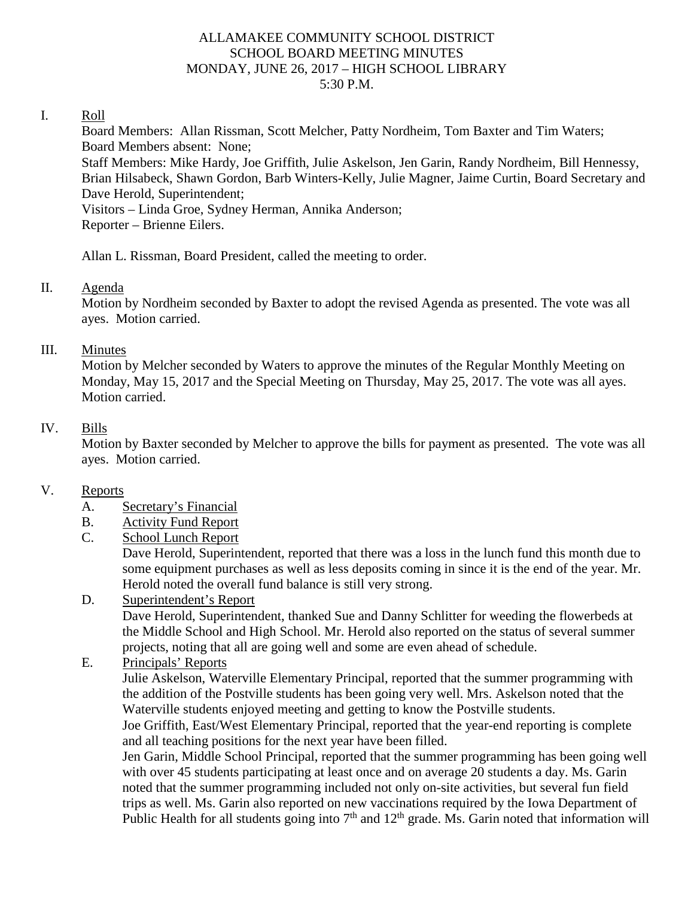# ALLAMAKEE COMMUNITY SCHOOL DISTRICT
## SCHOOL BOARD MEETING MINUTES
## MONDAY, JUNE 26, 2017 – HIGH SCHOOL LIBRARY
## 5:30 P.M.

I. Roll

Board Members: Allan Rissman, Scott Melcher, Patty Nordheim, Tom Baxter and Tim Waters;
Board Members absent: None;
Staff Members: Mike Hardy, Joe Griffith, Julie Askelson, Jen Garin, Randy Nordheim, Bill Hennessy, Brian Hilsabeck, Shawn Gordon, Barb Winters-Kelly, Julie Magner, Jaime Curtin, Board Secretary and Dave Herold, Superintendent;
Visitors – Linda Groe, Sydney Herman, Annika Anderson;
Reporter – Brienne Eilers.

Allan L. Rissman, Board President, called the meeting to order.

II. Agenda

Motion by Nordheim seconded by Baxter to adopt the revised Agenda as presented. The vote was all ayes. Motion carried.

III. Minutes

Motion by Melcher seconded by Waters to approve the minutes of the Regular Monthly Meeting on Monday, May 15, 2017 and the Special Meeting on Thursday, May 25, 2017. The vote was all ayes. Motion carried.

IV. Bills

Motion by Baxter seconded by Melcher to approve the bills for payment as presented. The vote was all ayes. Motion carried.

V. Reports

A. Secretary's Financial

B. Activity Fund Report

C. School Lunch Report

Dave Herold, Superintendent, reported that there was a loss in the lunch fund this month due to some equipment purchases as well as less deposits coming in since it is the end of the year. Mr. Herold noted the overall fund balance is still very strong.

D. Superintendent's Report

Dave Herold, Superintendent, thanked Sue and Danny Schlitter for weeding the flowerbeds at the Middle School and High School. Mr. Herold also reported on the status of several summer projects, noting that all are going well and some are even ahead of schedule.

E. Principals' Reports

Julie Askelson, Waterville Elementary Principal, reported that the summer programming with the addition of the Postville students has been going very well. Mrs. Askelson noted that the Waterville students enjoyed meeting and getting to know the Postville students.

Joe Griffith, East/West Elementary Principal, reported that the year-end reporting is complete and all teaching positions for the next year have been filled.

Jen Garin, Middle School Principal, reported that the summer programming has been going well with over 45 students participating at least once and on average 20 students a day. Ms. Garin noted that the summer programming included not only on-site activities, but several fun field trips as well. Ms. Garin also reported on new vaccinations required by the Iowa Department of Public Health for all students going into 7th and 12th grade. Ms. Garin noted that information will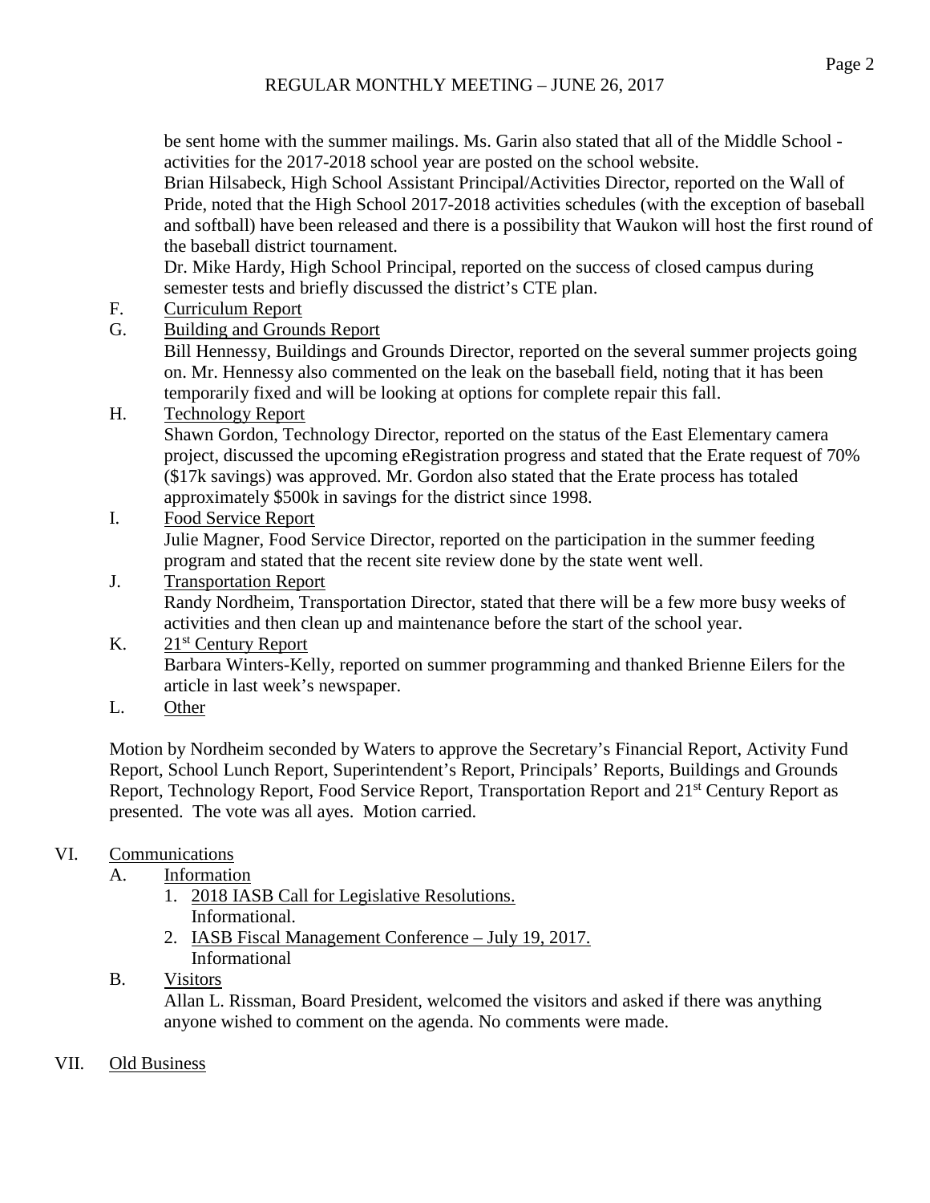be sent home with the summer mailings. Ms. Garin also stated that all of the Middle School - activities for the 2017-2018 school year are posted on the school website.
Brian Hilsabeck, High School Assistant Principal/Activities Director, reported on the Wall of Pride, noted that the High School 2017-2018 activities schedules (with the exception of baseball and softball) have been released and there is a possibility that Waukon will host the first round of the baseball district tournament.
Dr. Mike Hardy, High School Principal, reported on the success of closed campus during semester tests and briefly discussed the district's CTE plan.

F. Curriculum Report

G. Building and Grounds Report
Bill Hennessy, Buildings and Grounds Director, reported on the several summer projects going on. Mr. Hennessy also commented on the leak on the baseball field, noting that it has been temporarily fixed and will be looking at options for complete repair this fall.

H. Technology Report
Shawn Gordon, Technology Director, reported on the status of the East Elementary camera project, discussed the upcoming eRegistration progress and stated that the Erate request of 70% ($17k savings) was approved. Mr. Gordon also stated that the Erate process has totaled approximately $500k in savings for the district since 1998.

I. Food Service Report
Julie Magner, Food Service Director, reported on the participation in the summer feeding program and stated that the recent site review done by the state went well.

J. Transportation Report
Randy Nordheim, Transportation Director, stated that there will be a few more busy weeks of activities and then clean up and maintenance before the start of the school year.

K. 21st Century Report
Barbara Winters-Kelly, reported on summer programming and thanked Brienne Eilers for the article in last week's newspaper.

L. Other

Motion by Nordheim seconded by Waters to approve the Secretary's Financial Report, Activity Fund Report, School Lunch Report, Superintendent's Report, Principals' Reports, Buildings and Grounds Report, Technology Report, Food Service Report, Transportation Report and 21st Century Report as presented. The vote was all ayes. Motion carried.

VI. Communications

A. Information
1. 2018 IASB Call for Legislative Resolutions.
Informational.
2. IASB Fiscal Management Conference – July 19, 2017.
Informational

B. Visitors
Allan L. Rissman, Board President, welcomed the visitors and asked if there was anything anyone wished to comment on the agenda. No comments were made.

VII. Old Business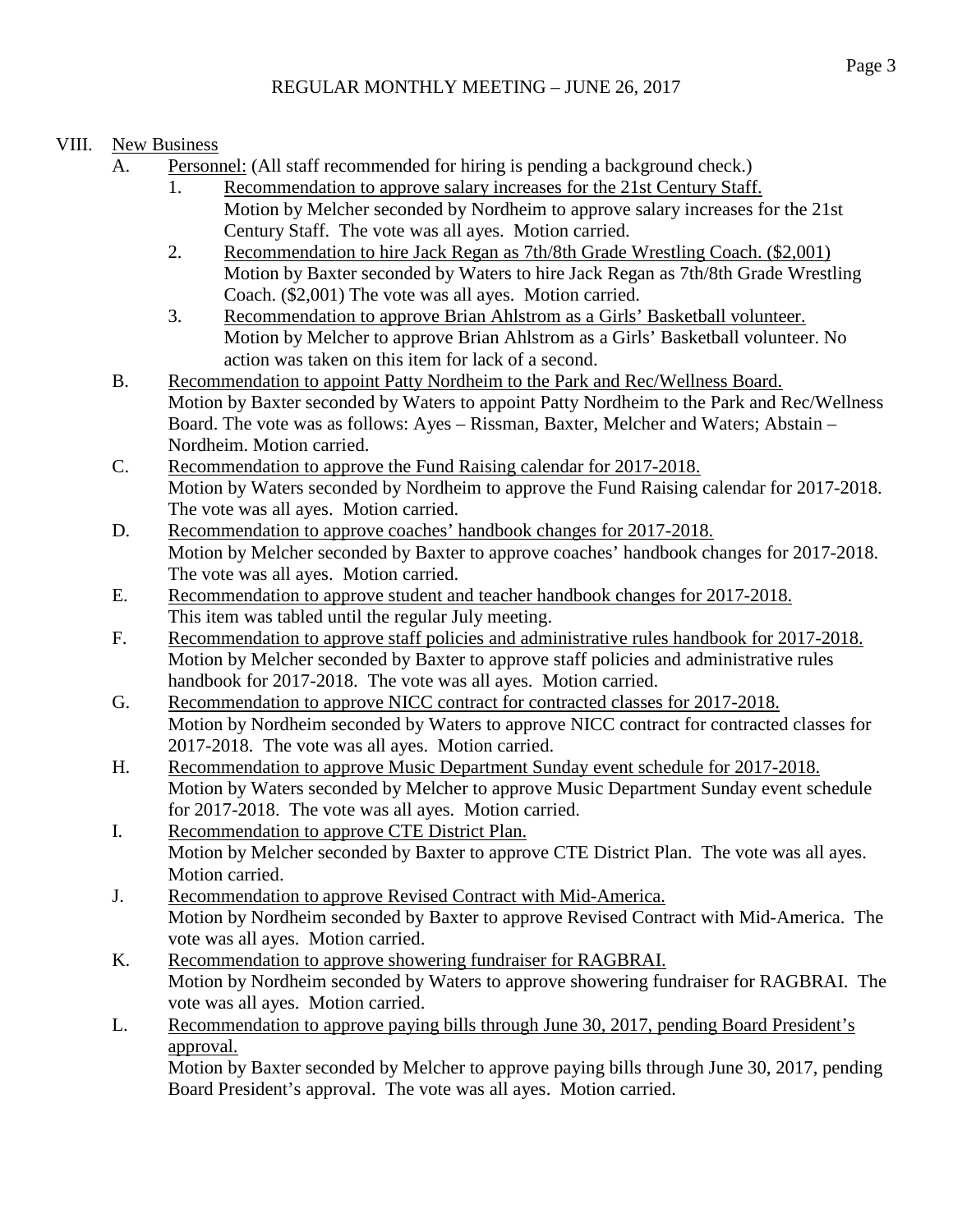REGULAR MONTHLY MEETING – JUNE 26, 2017

VIII. New Business

A. Personnel: (All staff recommended for hiring is pending a background check.)

1. Recommendation to approve salary increases for the 21st Century Staff.
Motion by Melcher seconded by Nordheim to approve salary increases for the 21st Century Staff. The vote was all ayes. Motion carried.

2. Recommendation to hire Jack Regan as 7th/8th Grade Wrestling Coach. ($2,001)
Motion by Baxter seconded by Waters to hire Jack Regan as 7th/8th Grade Wrestling Coach. ($2,001) The vote was all ayes. Motion carried.

3. Recommendation to approve Brian Ahlstrom as a Girls' Basketball volunteer.
Motion by Melcher to approve Brian Ahlstrom as a Girls' Basketball volunteer. No action was taken on this item for lack of a second.

B. Recommendation to appoint Patty Nordheim to the Park and Rec/Wellness Board.
Motion by Baxter seconded by Waters to appoint Patty Nordheim to the Park and Rec/Wellness Board. The vote was as follows: Ayes – Rissman, Baxter, Melcher and Waters; Abstain – Nordheim. Motion carried.

C. Recommendation to approve the Fund Raising calendar for 2017-2018.
Motion by Waters seconded by Nordheim to approve the Fund Raising calendar for 2017-2018. The vote was all ayes. Motion carried.

D. Recommendation to approve coaches' handbook changes for 2017-2018.
Motion by Melcher seconded by Baxter to approve coaches' handbook changes for 2017-2018. The vote was all ayes. Motion carried.

E. Recommendation to approve student and teacher handbook changes for 2017-2018.
This item was tabled until the regular July meeting.

F. Recommendation to approve staff policies and administrative rules handbook for 2017-2018.
Motion by Melcher seconded by Baxter to approve staff policies and administrative rules handbook for 2017-2018. The vote was all ayes. Motion carried.

G. Recommendation to approve NICC contract for contracted classes for 2017-2018.
Motion by Nordheim seconded by Waters to approve NICC contract for contracted classes for 2017-2018. The vote was all ayes. Motion carried.

H. Recommendation to approve Music Department Sunday event schedule for 2017-2018.
Motion by Waters seconded by Melcher to approve Music Department Sunday event schedule for 2017-2018. The vote was all ayes. Motion carried.

I. Recommendation to approve CTE District Plan.
Motion by Melcher seconded by Baxter to approve CTE District Plan. The vote was all ayes. Motion carried.

J. Recommendation to approve Revised Contract with Mid-America.
Motion by Nordheim seconded by Baxter to approve Revised Contract with Mid-America. The vote was all ayes. Motion carried.

K. Recommendation to approve showering fundraiser for RAGBRAI.
Motion by Nordheim seconded by Waters to approve showering fundraiser for RAGBRAI. The vote was all ayes. Motion carried.

L. Recommendation to approve paying bills through June 30, 2017, pending Board President's approval.
Motion by Baxter seconded by Melcher to approve paying bills through June 30, 2017, pending Board President's approval. The vote was all ayes. Motion carried.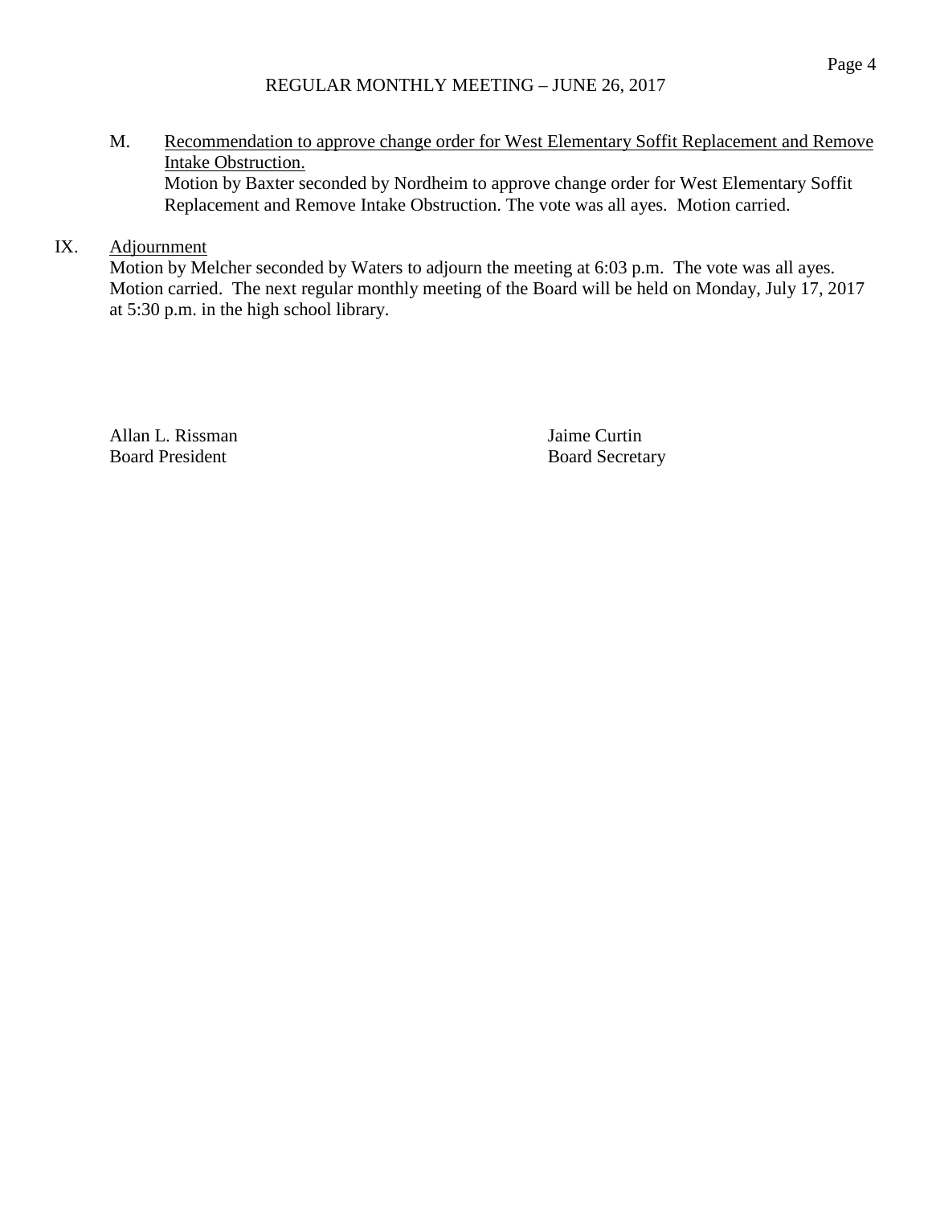M. <u>Recommendation to approve change order for West Elementary Soffit Replacement and Remove Intake Obstruction.</u>
Motion by Baxter seconded by Nordheim to approve change order for West Elementary Soffit Replacement and Remove Intake Obstruction. The vote was all ayes. Motion carried.

IX. <u>Adjournment</u>
Motion by Melcher seconded by Waters to adjourn the meeting at 6:03 p.m. The vote was all ayes. Motion carried. The next regular monthly meeting of the Board will be held on Monday, July 17, 2017 at 5:30 p.m. in the high school library.

| | |
|---|---|
| Allan L. Rissman | Jaime Curtin |
| Board President | Board Secretary |